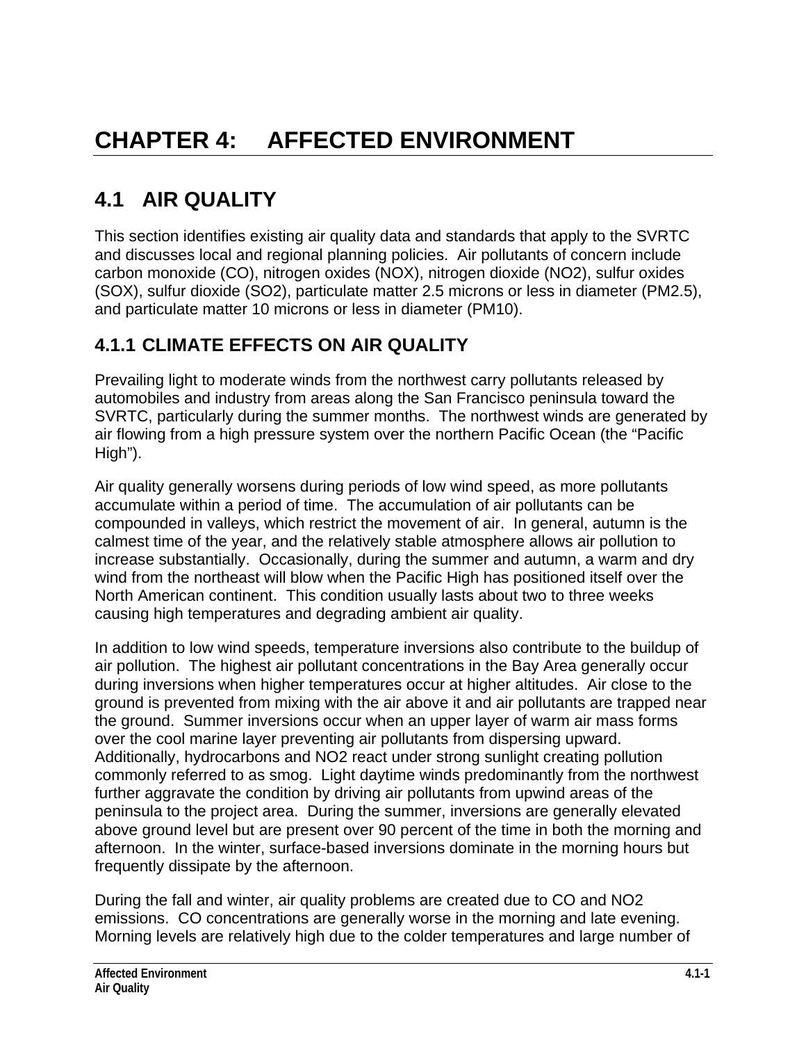# CHAPTER 4: AFFECTED ENVIRONMENT

## 4.1 AIR QUALITY

This section identifies existing air quality data and standards that apply to the SVRTC and discusses local and regional planning policies. Air pollutants of concern include carbon monoxide (CO), nitrogen oxides (NOX), nitrogen dioxide (NO2), sulfur oxides (SOX), sulfur dioxide (SO2), particulate matter 2.5 microns or less in diameter (PM2.5), and particulate matter 10 microns or less in diameter (PM10).

### 4.1.1 CLIMATE EFFECTS ON AIR QUALITY

Prevailing light to moderate winds from the northwest carry pollutants released by automobiles and industry from areas along the San Francisco peninsula toward the SVRTC, particularly during the summer months. The northwest winds are generated by air flowing from a high pressure system over the northern Pacific Ocean (the "Pacific High").

Air quality generally worsens during periods of low wind speed, as more pollutants accumulate within a period of time. The accumulation of air pollutants can be compounded in valleys, which restrict the movement of air. In general, autumn is the calmest time of the year, and the relatively stable atmosphere allows air pollution to increase substantially. Occasionally, during the summer and autumn, a warm and dry wind from the northeast will blow when the Pacific High has positioned itself over the North American continent. This condition usually lasts about two to three weeks causing high temperatures and degrading ambient air quality.

In addition to low wind speeds, temperature inversions also contribute to the buildup of air pollution. The highest air pollutant concentrations in the Bay Area generally occur during inversions when higher temperatures occur at higher altitudes. Air close to the ground is prevented from mixing with the air above it and air pollutants are trapped near the ground. Summer inversions occur when an upper layer of warm air mass forms over the cool marine layer preventing air pollutants from dispersing upward. Additionally, hydrocarbons and NO2 react under strong sunlight creating pollution commonly referred to as smog. Light daytime winds predominantly from the northwest further aggravate the condition by driving air pollutants from upwind areas of the peninsula to the project area. During the summer, inversions are generally elevated above ground level but are present over 90 percent of the time in both the morning and afternoon. In the winter, surface-based inversions dominate in the morning hours but frequently dissipate by the afternoon.

During the fall and winter, air quality problems are created due to CO and NO2 emissions. CO concentrations are generally worse in the morning and late evening. Morning levels are relatively high due to the colder temperatures and large number of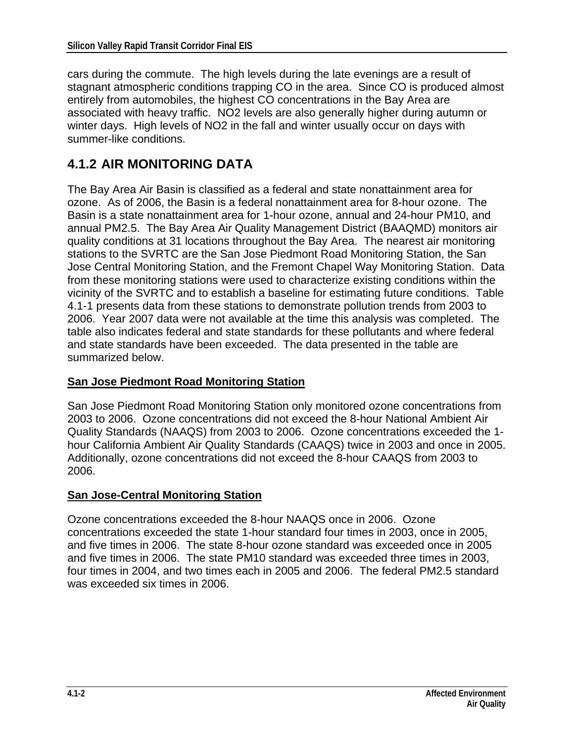cars during the commute. The high levels during the late evenings are a result of stagnant atmospheric conditions trapping CO in the area. Since CO is produced almost entirely from automobiles, the highest CO concentrations in the Bay Area are associated with heavy traffic. NO2 levels are also generally higher during autumn or winter days. High levels of NO2 in the fall and winter usually occur on days with summer-like conditions.

## 4.1.2 AIR MONITORING DATA

The Bay Area Air Basin is classified as a federal and state nonattainment area for ozone. As of 2006, the Basin is a federal nonattainment area for 8-hour ozone. The Basin is a state nonattainment area for 1-hour ozone, annual and 24-hour PM10, and annual PM2.5. The Bay Area Air Quality Management District (BAAQMD) monitors air quality conditions at 31 locations throughout the Bay Area. The nearest air monitoring stations to the SVRTC are the San Jose Piedmont Road Monitoring Station, the San Jose Central Monitoring Station, and the Fremont Chapel Way Monitoring Station. Data from these monitoring stations were used to characterize existing conditions within the vicinity of the SVRTC and to establish a baseline for estimating future conditions. Table 4.1-1 presents data from these stations to demonstrate pollution trends from 2003 to 2006. Year 2007 data were not available at the time this analysis was completed. The table also indicates federal and state standards for these pollutants and where federal and state standards have been exceeded. The data presented in the table are summarized below.

**San Jose Piedmont Road Monitoring Station**

San Jose Piedmont Road Monitoring Station only monitored ozone concentrations from 2003 to 2006. Ozone concentrations did not exceed the 8-hour National Ambient Air Quality Standards (NAAQS) from 2003 to 2006. Ozone concentrations exceeded the 1-hour California Ambient Air Quality Standards (CAAQS) twice in 2003 and once in 2005. Additionally, ozone concentrations did not exceed the 8-hour CAAQS from 2003 to 2006.

**San Jose-Central Monitoring Station**

Ozone concentrations exceeded the 8-hour NAAQS once in 2006. Ozone concentrations exceeded the state 1-hour standard four times in 2003, once in 2005, and five times in 2006. The state 8-hour ozone standard was exceeded once in 2005 and five times in 2006. The state PM10 standard was exceeded three times in 2003, four times in 2004, and two times each in 2005 and 2006. The federal PM2.5 standard was exceeded six times in 2006.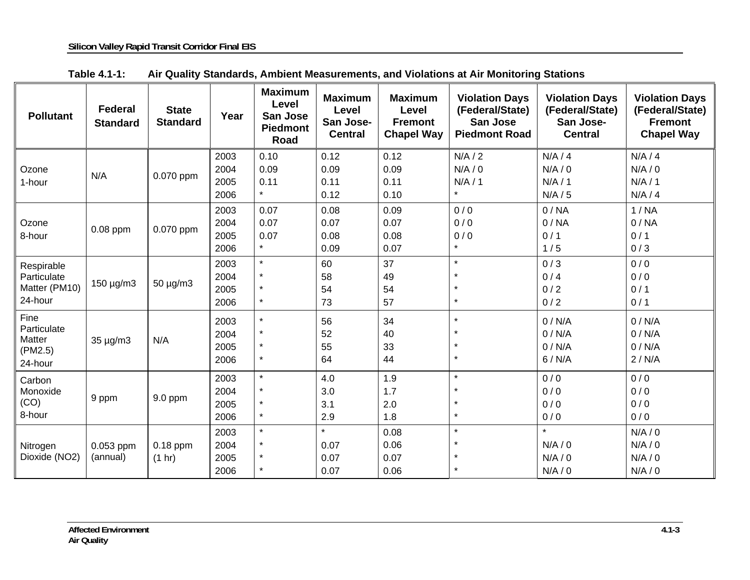**Table 4.1-1: Air Quality Standards, Ambient Measurements, and Violations at Air Monitoring Stations**

| Pollutant | Federal Standard | State Standard | Year | Maximum Level San Jose Piedmont Road | Maximum Level San Jose-Central | Maximum Level Fremont Chapel Way | Violation Days (Federal/State) San Jose Piedmont Road | Violation Days (Federal/State) San Jose-Central | Violation Days (Federal/State) Fremont Chapel Way |
|---|---|---|---|---|---|---|---|---|---|
| Ozone 1-hour | N/A | 0.070 ppm | 2003<br>2004<br>2005<br>2006 | 0.10<br>0.09<br>0.11<br>* | 0.12<br>0.09<br>0.11<br>0.12 | 0.12<br>0.09<br>0.11<br>0.10 | N/A / 2<br>N/A / 0<br>N/A / 1<br>* | N/A / 4<br>N/A / 0<br>N/A / 1<br>N/A / 5 | N/A / 4<br>N/A / 0<br>N/A / 1<br>N/A / 4 |
| Ozone 8-hour | 0.08 ppm | 0.070 ppm | 2003<br>2004<br>2005<br>2006 | 0.07<br>0.07<br>0.07<br>* | 0.08<br>0.07<br>0.08<br>0.09 | 0.09<br>0.07<br>0.08<br>0.07 | 0 / 0<br>0 / 0<br>0 / 0<br>* | 0 / NA<br>0 / NA<br>0 / 1<br>1 / 5 | 1 / NA<br>0 / NA<br>0 / 1<br>0 / 3 |
| Respirable Particulate Matter (PM10) 24-hour | 150 µg/m3 | 50 µg/m3 | 2003<br>2004<br>2005<br>2006 | *<br>*<br>*<br>* | 60<br>58<br>54<br>73 | 37<br>49<br>54<br>57 | *<br>*<br>*<br>* | 0 / 3<br>0 / 4<br>0 / 2<br>0 / 2 | 0 / 0<br>0 / 0<br>0 / 1<br>0 / 1 |
| Fine Particulate Matter (PM2.5) 24-hour | 35 µg/m3 | N/A | 2003<br>2004<br>2005<br>2006 | *<br>*<br>*<br>* | 56<br>52<br>55<br>64 | 34<br>40<br>33<br>44 | *<br>*<br>*<br>* | 0 / N/A<br>0 / N/A<br>0 / N/A<br>6 / N/A | 0 / N/A<br>0 / N/A<br>0 / N/A<br>2 / N/A |
| Carbon Monoxide (CO) 8-hour | 9 ppm | 9.0 ppm | 2003<br>2004<br>2005<br>2006 | *<br>*<br>*<br>* | 4.0<br>3.0<br>3.1<br>2.9 | 1.9<br>1.7<br>2.0<br>1.8 | *<br>*<br>*<br>* | 0 / 0<br>0 / 0<br>0 / 0<br>0 / 0 | 0 / 0<br>0 / 0<br>0 / 0<br>0 / 0 |
| Nitrogen Dioxide (NO2) | 0.053 ppm (annual) | 0.18 ppm (1 hr) | 2003<br>2004<br>2005<br>2006 | *<br>*<br>*<br>* | *<br>0.07<br>0.07<br>0.07 | 0.08<br>0.06<br>0.07<br>0.06 | *<br>*<br>*<br>* | *<br>N/A / 0<br>N/A / 0<br>N/A / 0 | N/A / 0<br>N/A / 0<br>N/A / 0<br>N/A / 0 |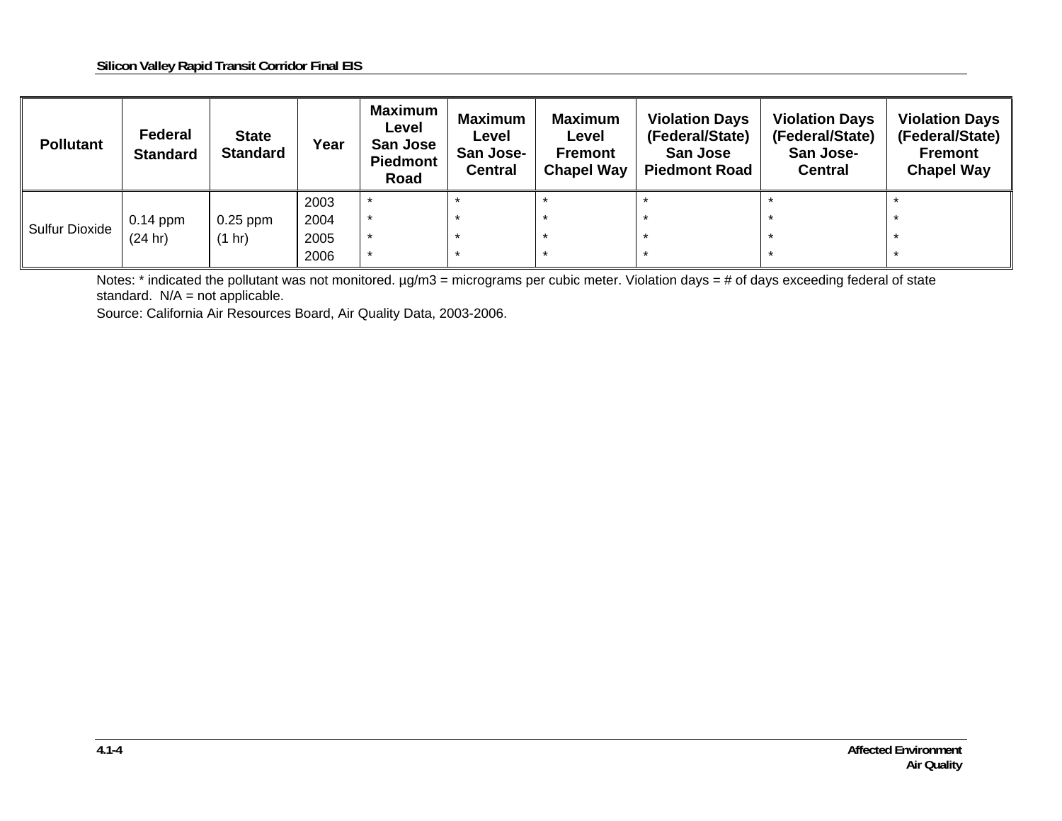| Pollutant | Federal Standard | State Standard | Year | Maximum Level San Jose Piedmont Road | Maximum Level San Jose-Central | Maximum Level Fremont Chapel Way | Violation Days (Federal/State) San Jose Piedmont Road | Violation Days (Federal/State) San Jose-Central | Violation Days (Federal/State) Fremont Chapel Way |
|---|---|---|---|---|---|---|---|---|---|
| Sulfur Dioxide | 0.14 ppm (24 hr) | 0.25 ppm (1 hr) | 2003 | * | * | * | * | * | * |
| | | | 2004 | * | * | * | * | * | * |
| | | | 2005 | * | * | * | * | * | * |
| | | | 2006 | * | * | * | * | * | * |

Notes: * indicated the pollutant was not monitored. µg/m3 = micrograms per cubic meter. Violation days = # of days exceeding federal of state standard. N/A = not applicable.

Source: California Air Resources Board, Air Quality Data, 2003-2006.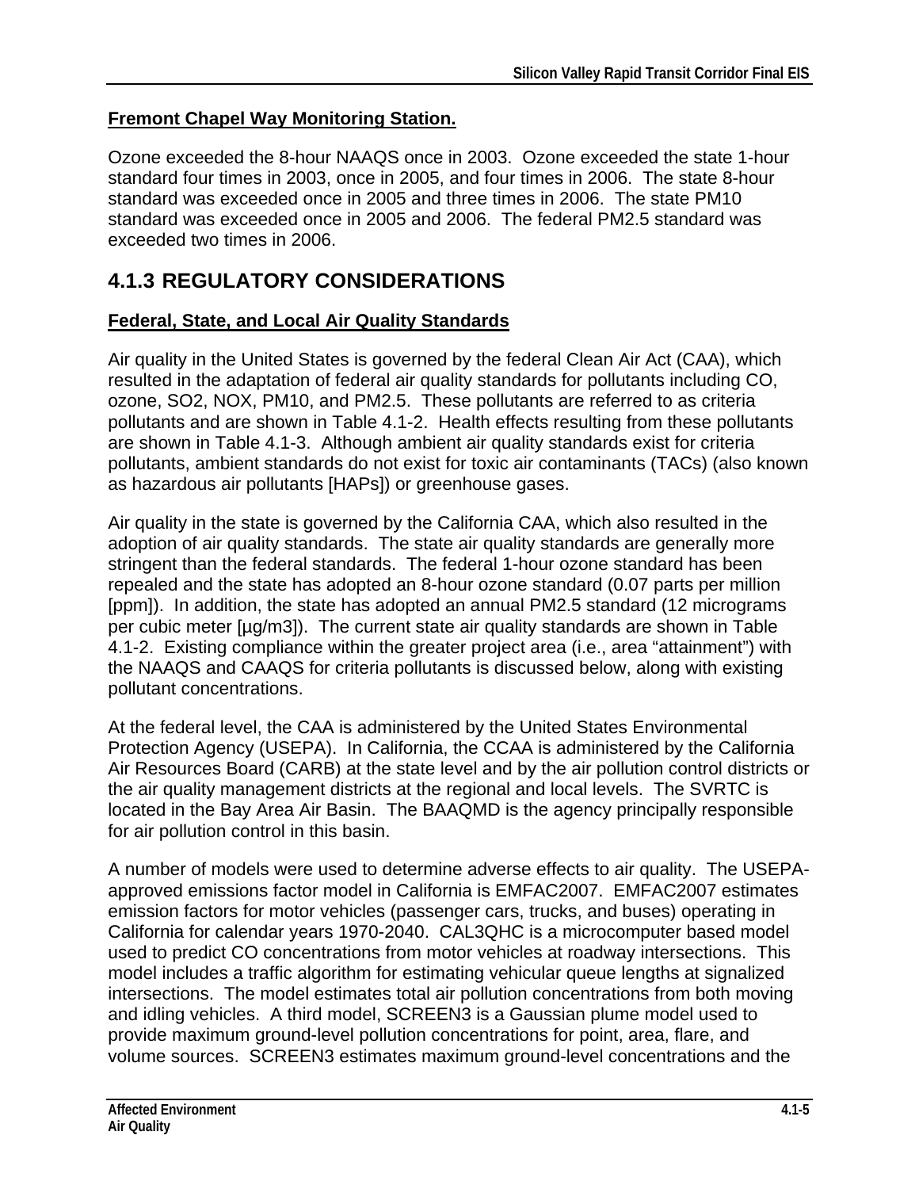**Fremont Chapel Way Monitoring Station.**

Ozone exceeded the 8-hour NAAQS once in 2003. Ozone exceeded the state 1-hour standard four times in 2003, once in 2005, and four times in 2006. The state 8-hour standard was exceeded once in 2005 and three times in 2006. The state PM10 standard was exceeded once in 2005 and 2006. The federal PM2.5 standard was exceeded two times in 2006.

## 4.1.3 REGULATORY CONSIDERATIONS

**Federal, State, and Local Air Quality Standards**

Air quality in the United States is governed by the federal Clean Air Act (CAA), which resulted in the adaptation of federal air quality standards for pollutants including CO, ozone, SO2, NOX, PM10, and PM2.5. These pollutants are referred to as criteria pollutants and are shown in Table 4.1-2. Health effects resulting from these pollutants are shown in Table 4.1-3. Although ambient air quality standards exist for criteria pollutants, ambient standards do not exist for toxic air contaminants (TACs) (also known as hazardous air pollutants [HAPs]) or greenhouse gases.

Air quality in the state is governed by the California CAA, which also resulted in the adoption of air quality standards. The state air quality standards are generally more stringent than the federal standards. The federal 1-hour ozone standard has been repealed and the state has adopted an 8-hour ozone standard (0.07 parts per million [ppm]). In addition, the state has adopted an annual PM2.5 standard (12 micrograms per cubic meter [µg/m3]). The current state air quality standards are shown in Table 4.1-2. Existing compliance within the greater project area (i.e., area "attainment") with the NAAQS and CAAQS for criteria pollutants is discussed below, along with existing pollutant concentrations.

At the federal level, the CAA is administered by the United States Environmental Protection Agency (USEPA). In California, the CCAA is administered by the California Air Resources Board (CARB) at the state level and by the air pollution control districts or the air quality management districts at the regional and local levels. The SVRTC is located in the Bay Area Air Basin. The BAAQMD is the agency principally responsible for air pollution control in this basin.

A number of models were used to determine adverse effects to air quality. The USEPA-approved emissions factor model in California is EMFAC2007. EMFAC2007 estimates emission factors for motor vehicles (passenger cars, trucks, and buses) operating in California for calendar years 1970-2040. CAL3QHC is a microcomputer based model used to predict CO concentrations from motor vehicles at roadway intersections. This model includes a traffic algorithm for estimating vehicular queue lengths at signalized intersections. The model estimates total air pollution concentrations from both moving and idling vehicles. A third model, SCREEN3 is a Gaussian plume model used to provide maximum ground-level pollution concentrations for point, area, flare, and volume sources. SCREEN3 estimates maximum ground-level concentrations and the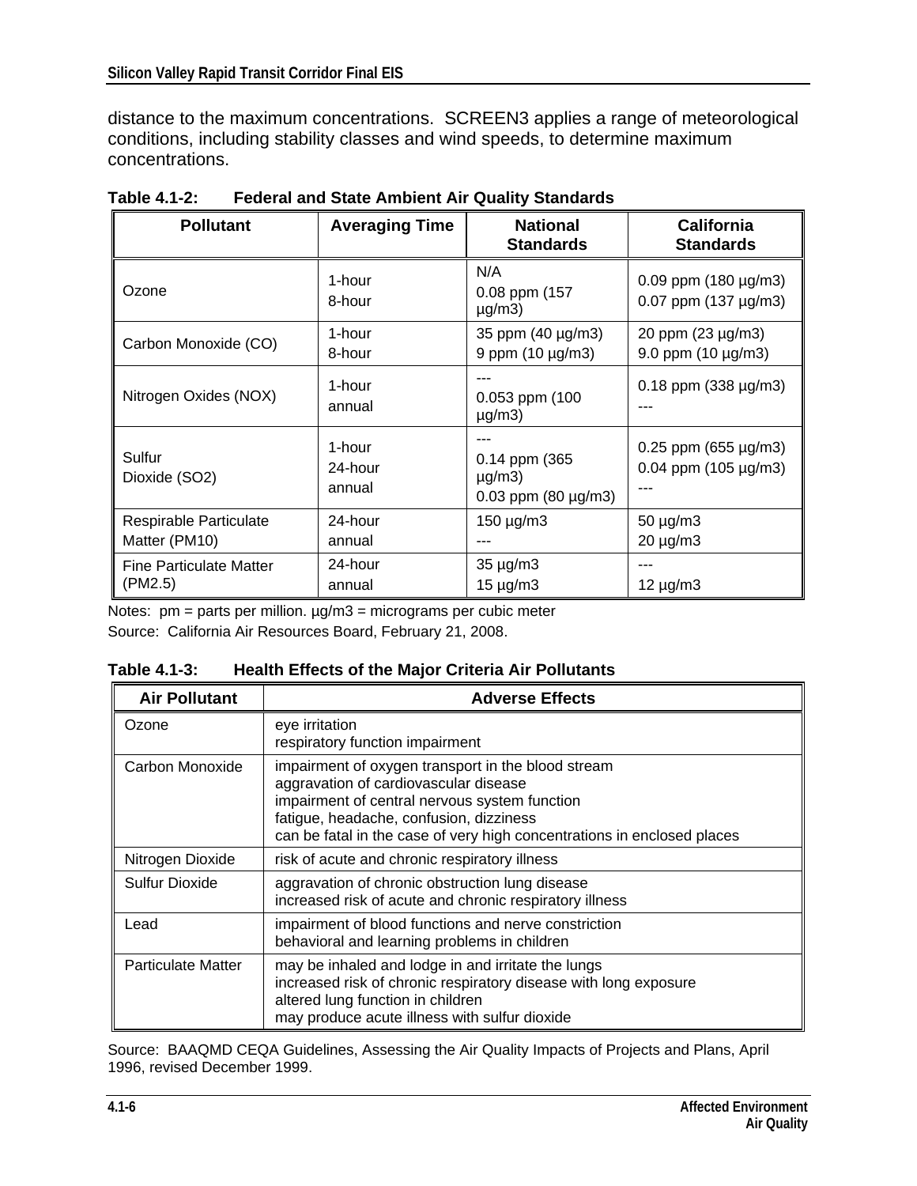distance to the maximum concentrations. SCREEN3 applies a range of meteorological conditions, including stability classes and wind speeds, to determine maximum concentrations.

**Table 4.1-2: Federal and State Ambient Air Quality Standards**

| Pollutant | Averaging Time | National Standards | California Standards |
|---|---|---|---|
| Ozone | 1-hour<br>8-hour | N/A<br>0.08 ppm (157 µg/m3) | 0.09 ppm (180 µg/m3)<br>0.07 ppm (137 µg/m3) |
| Carbon Monoxide (CO) | 1-hour<br>8-hour | 35 ppm (40 µg/m3)<br>9 ppm (10 µg/m3) | 20 ppm (23 µg/m3)<br>9.0 ppm (10 µg/m3) |
| Nitrogen Oxides (NOX) | 1-hour<br>annual | ---<br>0.053 ppm (100 µg/m3) | 0.18 ppm (338 µg/m3)<br>--- |
| Sulfur Dioxide (SO2) | 1-hour<br>24-hour<br>annual | ---<br>0.14 ppm (365 µg/m3)<br>0.03 ppm (80 µg/m3) | 0.25 ppm (655 µg/m3)<br>0.04 ppm (105 µg/m3)<br>--- |
| Respirable Particulate Matter (PM10) | 24-hour<br>annual | 150 µg/m3<br>--- | 50 µg/m3<br>20 µg/m3 |
| Fine Particulate Matter (PM2.5) | 24-hour<br>annual | 35 µg/m3<br>15 µg/m3 | ---<br>12 µg/m3 |

Notes: pm = parts per million. µg/m3 = micrograms per cubic meter

Source: California Air Resources Board, February 21, 2008.

**Table 4.1-3: Health Effects of the Major Criteria Air Pollutants**

| Air Pollutant | Adverse Effects |
|---|---|
| Ozone | eye irritation<br>respiratory function impairment |
| Carbon Monoxide | impairment of oxygen transport in the blood stream<br>aggravation of cardiovascular disease<br>impairment of central nervous system function<br>fatigue, headache, confusion, dizziness<br>can be fatal in the case of very high concentrations in enclosed places |
| Nitrogen Dioxide | risk of acute and chronic respiratory illness |
| Sulfur Dioxide | aggravation of chronic obstruction lung disease<br>increased risk of acute and chronic respiratory illness |
| Lead | impairment of blood functions and nerve constriction<br>behavioral and learning problems in children |
| Particulate Matter | may be inhaled and lodge in and irritate the lungs<br>increased risk of chronic respiratory disease with long exposure<br>altered lung function in children<br>may produce acute illness with sulfur dioxide |

Source: BAAQMD CEQA Guidelines, Assessing the Air Quality Impacts of Projects and Plans, April 1996, revised December 1999.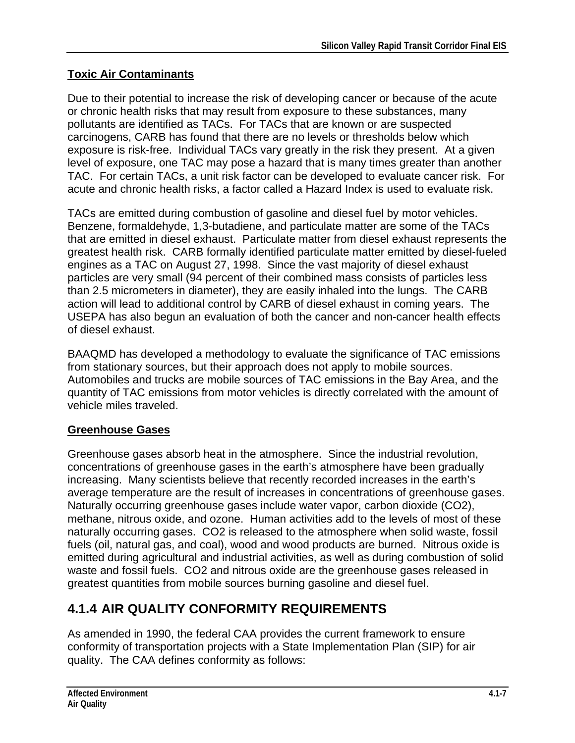**Toxic Air Contaminants**

Due to their potential to increase the risk of developing cancer or because of the acute or chronic health risks that may result from exposure to these substances, many pollutants are identified as TACs. For TACs that are known or are suspected carcinogens, CARB has found that there are no levels or thresholds below which exposure is risk-free. Individual TACs vary greatly in the risk they present. At a given level of exposure, one TAC may pose a hazard that is many times greater than another TAC. For certain TACs, a unit risk factor can be developed to evaluate cancer risk. For acute and chronic health risks, a factor called a Hazard Index is used to evaluate risk.

TACs are emitted during combustion of gasoline and diesel fuel by motor vehicles. Benzene, formaldehyde, 1,3-butadiene, and particulate matter are some of the TACs that are emitted in diesel exhaust. Particulate matter from diesel exhaust represents the greatest health risk. CARB formally identified particulate matter emitted by diesel-fueled engines as a TAC on August 27, 1998. Since the vast majority of diesel exhaust particles are very small (94 percent of their combined mass consists of particles less than 2.5 micrometers in diameter), they are easily inhaled into the lungs. The CARB action will lead to additional control by CARB of diesel exhaust in coming years. The USEPA has also begun an evaluation of both the cancer and non-cancer health effects of diesel exhaust.

BAAQMD has developed a methodology to evaluate the significance of TAC emissions from stationary sources, but their approach does not apply to mobile sources. Automobiles and trucks are mobile sources of TAC emissions in the Bay Area, and the quantity of TAC emissions from motor vehicles is directly correlated with the amount of vehicle miles traveled.

**Greenhouse Gases**

Greenhouse gases absorb heat in the atmosphere. Since the industrial revolution, concentrations of greenhouse gases in the earth's atmosphere have been gradually increasing. Many scientists believe that recently recorded increases in the earth's average temperature are the result of increases in concentrations of greenhouse gases. Naturally occurring greenhouse gases include water vapor, carbon dioxide ($CO_2$), methane, nitrous oxide, and ozone. Human activities add to the levels of most of these naturally occurring gases. $CO_2$ is released to the atmosphere when solid waste, fossil fuels (oil, natural gas, and coal), wood and wood products are burned. Nitrous oxide is emitted during agricultural and industrial activities, as well as during combustion of solid waste and fossil fuels. $CO_2$ and nitrous oxide are the greenhouse gases released in greatest quantities from mobile sources burning gasoline and diesel fuel.

## 4.1.4 AIR QUALITY CONFORMITY REQUIREMENTS

As amended in 1990, the federal CAA provides the current framework to ensure conformity of transportation projects with a State Implementation Plan (SIP) for air quality. The CAA defines conformity as follows: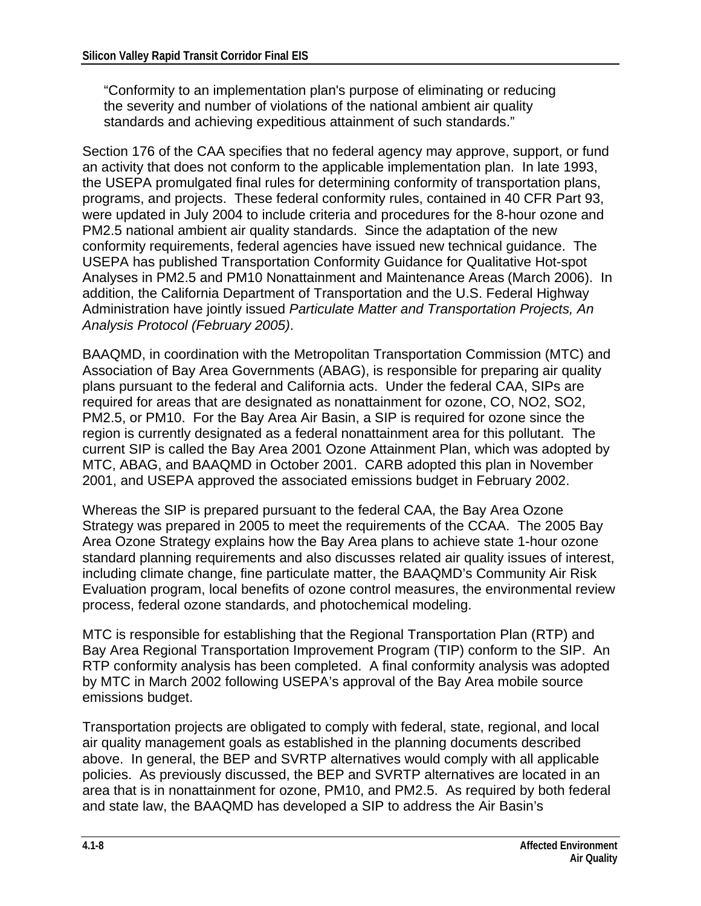> "Conformity to an implementation plan's purpose of eliminating or reducing the severity and number of violations of the national ambient air quality standards and achieving expeditious attainment of such standards."

Section 176 of the CAA specifies that no federal agency may approve, support, or fund an activity that does not conform to the applicable implementation plan. In late 1993, the USEPA promulgated final rules for determining conformity of transportation plans, programs, and projects. These federal conformity rules, contained in 40 CFR Part 93, were updated in July 2004 to include criteria and procedures for the 8-hour ozone and PM2.5 national ambient air quality standards. Since the adaptation of the new conformity requirements, federal agencies have issued new technical guidance. The USEPA has published Transportation Conformity Guidance for Qualitative Hot-spot Analyses in PM2.5 and PM10 Nonattainment and Maintenance Areas (March 2006). In addition, the California Department of Transportation and the U.S. Federal Highway Administration have jointly issued *Particulate Matter and Transportation Projects, An Analysis Protocol (February 2005)*.

BAAQMD, in coordination with the Metropolitan Transportation Commission (MTC) and Association of Bay Area Governments (ABAG), is responsible for preparing air quality plans pursuant to the federal and California acts. Under the federal CAA, SIPs are required for areas that are designated as nonattainment for ozone, CO, NO2, SO2, PM2.5, or PM10. For the Bay Area Air Basin, a SIP is required for ozone since the region is currently designated as a federal nonattainment area for this pollutant. The current SIP is called the Bay Area 2001 Ozone Attainment Plan, which was adopted by MTC, ABAG, and BAAQMD in October 2001. CARB adopted this plan in November 2001, and USEPA approved the associated emissions budget in February 2002.

Whereas the SIP is prepared pursuant to the federal CAA, the Bay Area Ozone Strategy was prepared in 2005 to meet the requirements of the CCAA. The 2005 Bay Area Ozone Strategy explains how the Bay Area plans to achieve state 1-hour ozone standard planning requirements and also discusses related air quality issues of interest, including climate change, fine particulate matter, the BAAQMD's Community Air Risk Evaluation program, local benefits of ozone control measures, the environmental review process, federal ozone standards, and photochemical modeling.

MTC is responsible for establishing that the Regional Transportation Plan (RTP) and Bay Area Regional Transportation Improvement Program (TIP) conform to the SIP. An RTP conformity analysis has been completed. A final conformity analysis was adopted by MTC in March 2002 following USEPA's approval of the Bay Area mobile source emissions budget.

Transportation projects are obligated to comply with federal, state, regional, and local air quality management goals as established in the planning documents described above. In general, the BEP and SVRTP alternatives would comply with all applicable policies. As previously discussed, the BEP and SVRTP alternatives are located in an area that is in nonattainment for ozone, PM10, and PM2.5. As required by both federal and state law, the BAAQMD has developed a SIP to address the Air Basin's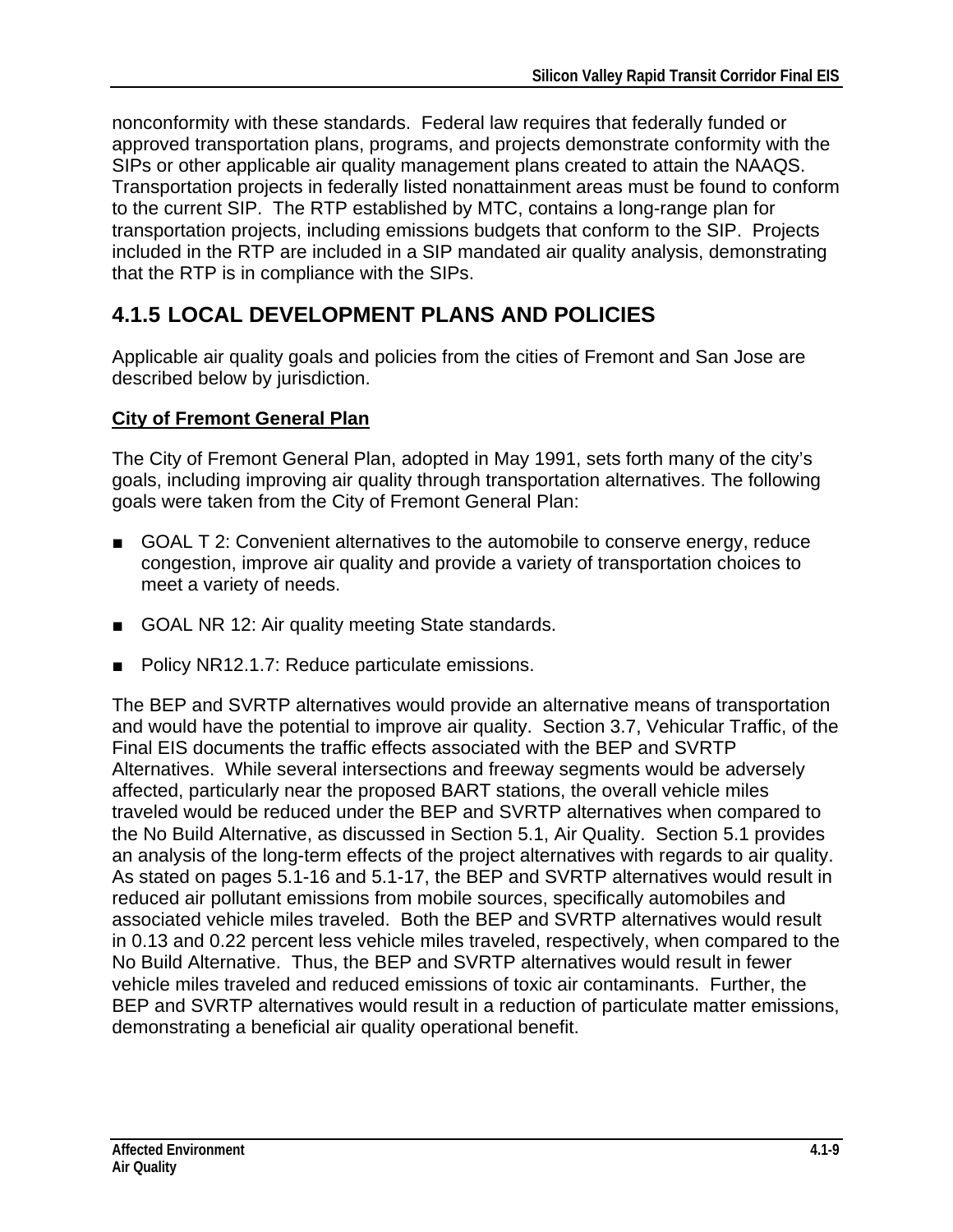nonconformity with these standards. Federal law requires that federally funded or approved transportation plans, programs, and projects demonstrate conformity with the SIPs or other applicable air quality management plans created to attain the NAAQS. Transportation projects in federally listed nonattainment areas must be found to conform to the current SIP. The RTP established by MTC, contains a long-range plan for transportation projects, including emissions budgets that conform to the SIP. Projects included in the RTP are included in a SIP mandated air quality analysis, demonstrating that the RTP is in compliance with the SIPs.

## 4.1.5 LOCAL DEVELOPMENT PLANS AND POLICIES

Applicable air quality goals and policies from the cities of Fremont and San Jose are described below by jurisdiction.

**City of Fremont General Plan**

The City of Fremont General Plan, adopted in May 1991, sets forth many of the city's goals, including improving air quality through transportation alternatives. The following goals were taken from the City of Fremont General Plan:

- GOAL T 2: Convenient alternatives to the automobile to conserve energy, reduce congestion, improve air quality and provide a variety of transportation choices to meet a variety of needs.
- GOAL NR 12: Air quality meeting State standards.
- Policy NR12.1.7: Reduce particulate emissions.

The BEP and SVRTP alternatives would provide an alternative means of transportation and would have the potential to improve air quality. Section 3.7, Vehicular Traffic, of the Final EIS documents the traffic effects associated with the BEP and SVRTP Alternatives. While several intersections and freeway segments would be adversely affected, particularly near the proposed BART stations, the overall vehicle miles traveled would be reduced under the BEP and SVRTP alternatives when compared to the No Build Alternative, as discussed in Section 5.1, Air Quality. Section 5.1 provides an analysis of the long-term effects of the project alternatives with regards to air quality. As stated on pages 5.1-16 and 5.1-17, the BEP and SVRTP alternatives would result in reduced air pollutant emissions from mobile sources, specifically automobiles and associated vehicle miles traveled. Both the BEP and SVRTP alternatives would result in 0.13 and 0.22 percent less vehicle miles traveled, respectively, when compared to the No Build Alternative. Thus, the BEP and SVRTP alternatives would result in fewer vehicle miles traveled and reduced emissions of toxic air contaminants. Further, the BEP and SVRTP alternatives would result in a reduction of particulate matter emissions, demonstrating a beneficial air quality operational benefit.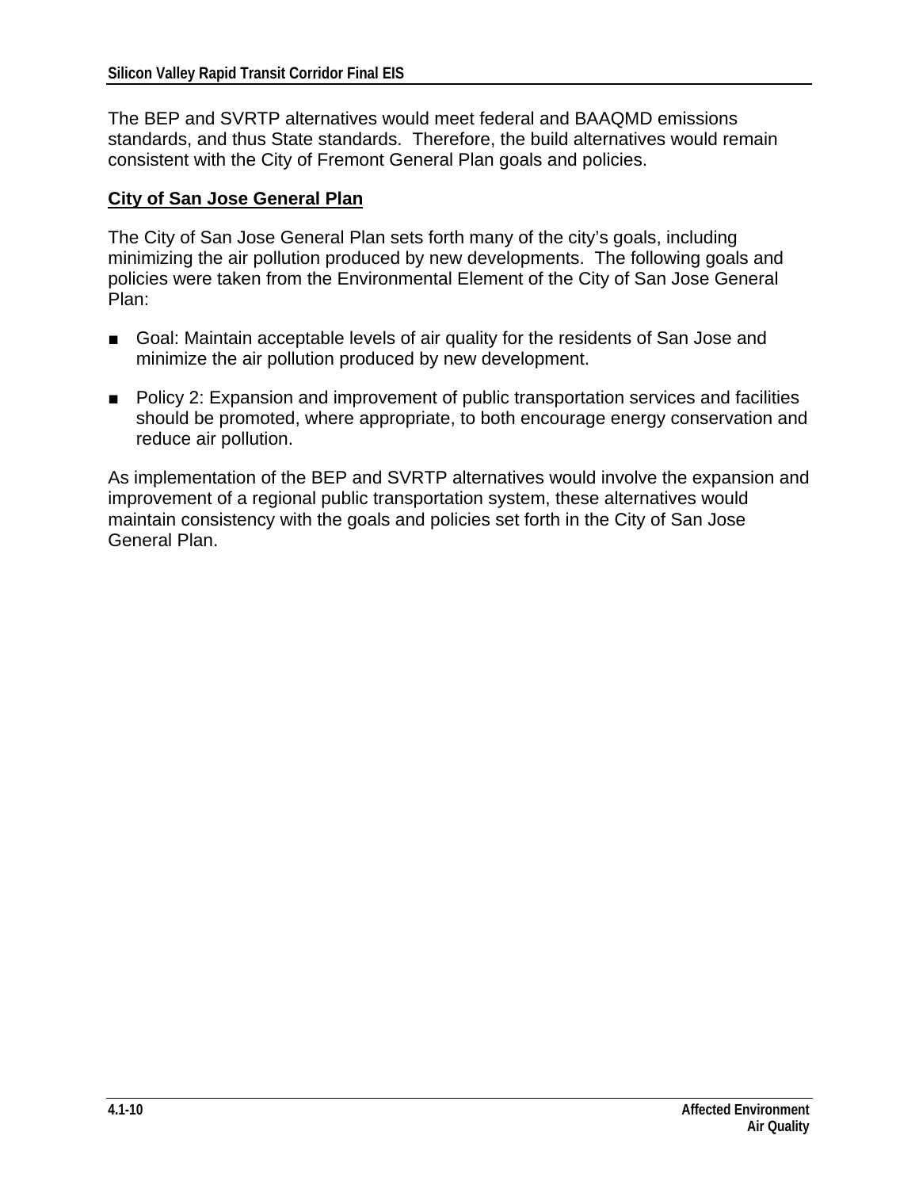The BEP and SVRTP alternatives would meet federal and BAAQMD emissions standards, and thus State standards. Therefore, the build alternatives would remain consistent with the City of Fremont General Plan goals and policies.

**City of San Jose General Plan**

The City of San Jose General Plan sets forth many of the city's goals, including minimizing the air pollution produced by new developments. The following goals and policies were taken from the Environmental Element of the City of San Jose General Plan:

- Goal: Maintain acceptable levels of air quality for the residents of San Jose and minimize the air pollution produced by new development.
- Policy 2: Expansion and improvement of public transportation services and facilities should be promoted, where appropriate, to both encourage energy conservation and reduce air pollution.

As implementation of the BEP and SVRTP alternatives would involve the expansion and improvement of a regional public transportation system, these alternatives would maintain consistency with the goals and policies set forth in the City of San Jose General Plan.